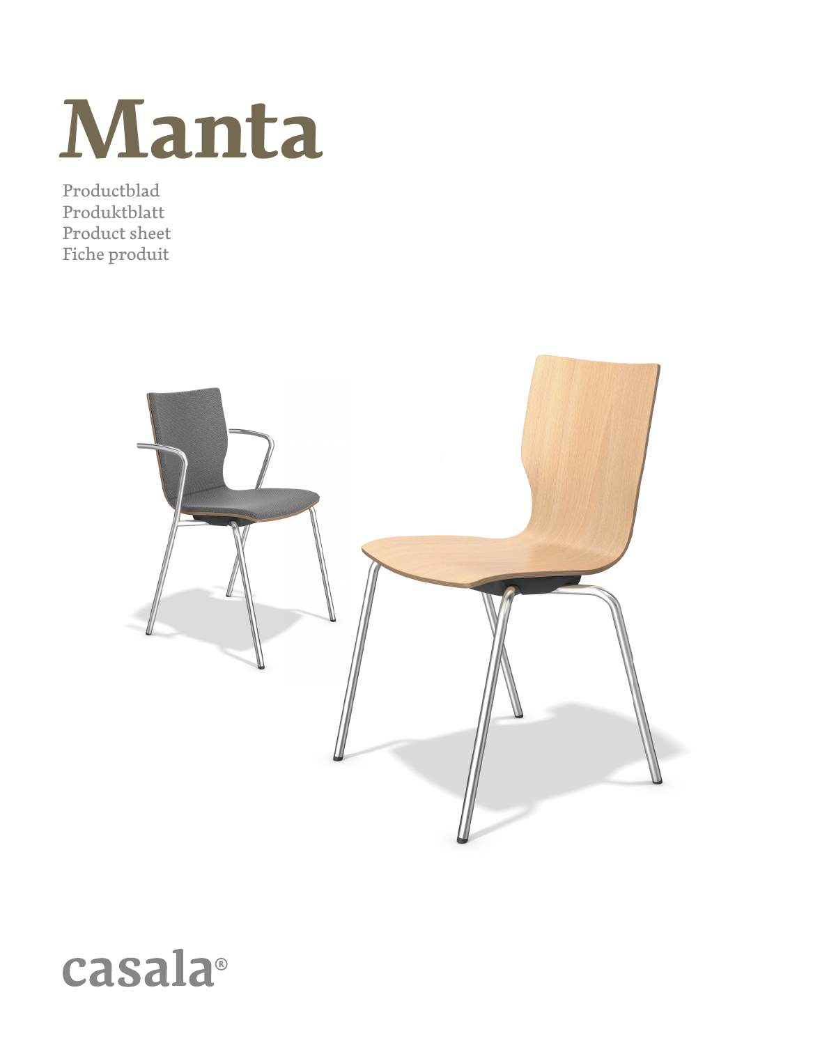# Manta

Productblad
Produktblatt
Product sheet
Fiche produit

casala®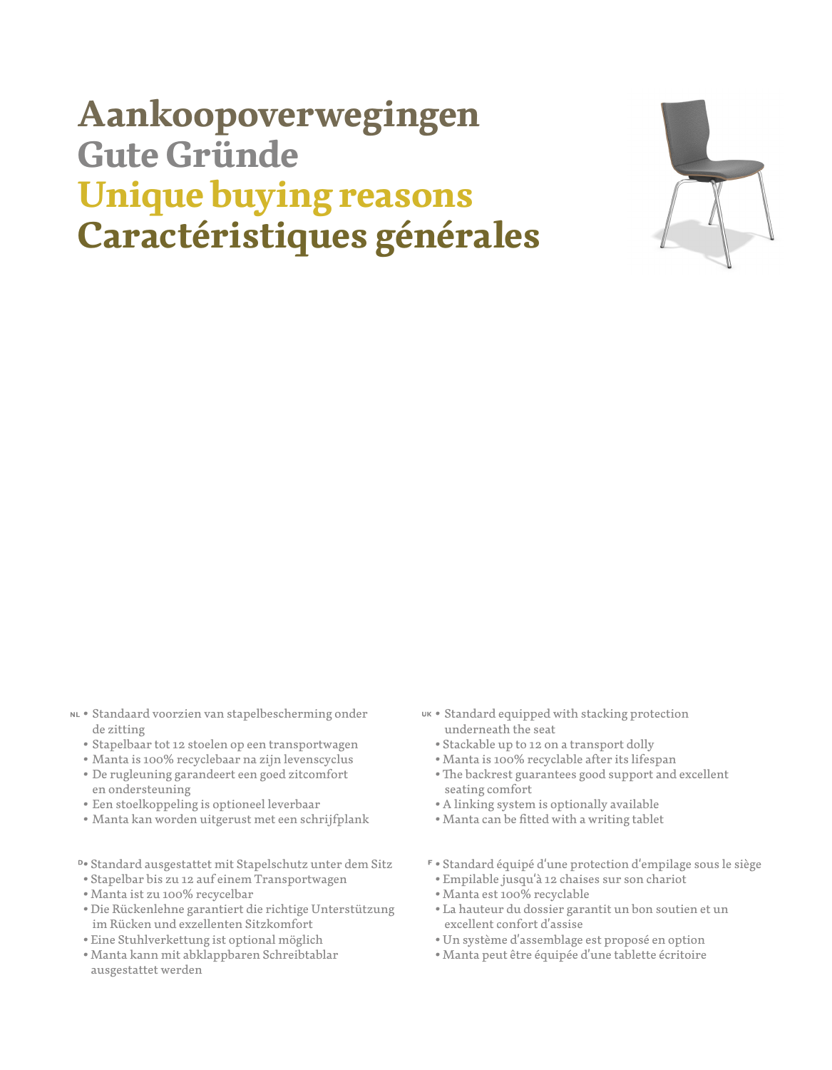# Aankoopoverwegingen
# Gute Gründe
# Unique buying reasons
# Caractéristiques générales

NL
- Standaard voorzien van stapelbescherming onder de zitting
- Stapelbaar tot 12 stoelen op een transportwagen
- Manta is 100% recyclebaar na zijn levenscyclus
- De rugleuning garandeert een goed zitcomfort en ondersteuning
- Een stoelkoppeling is optioneel leverbaar
- Manta kan worden uitgerust met een schrijfplank

UK
- Standard equipped with stacking protection underneath the seat
- Stackable up to 12 on a transport dolly
- Manta is 100% recyclable after its lifespan
- The backrest guarantees good support and excellent seating comfort
- A linking system is optionally available
- Manta can be fitted with a writing tablet

D
- Standard ausgestattet mit Stapelschutz unter dem Sitz
- Stapelbar bis zu 12 auf einem Transportwagen
- Manta ist zu 100% recycelbar
- Die Rückenlehne garantiert die richtige Unterstützung im Rücken und exzellenten Sitzkomfort
- Eine Stuhlverkettung ist optional möglich
- Manta kann mit abklappbaren Schreibtablar ausgestattet werden

F
- Standard équipé d'une protection d'empilage sous le siège
- Empilable jusqu'à 12 chaises sur son chariot
- Manta est 100% recyclable
- La hauteur du dossier garantit un bon soutien et un excellent confort d'assise
- Un système d'assemblage est proposé en option
- Manta peut être équipée d'une tablette écritoire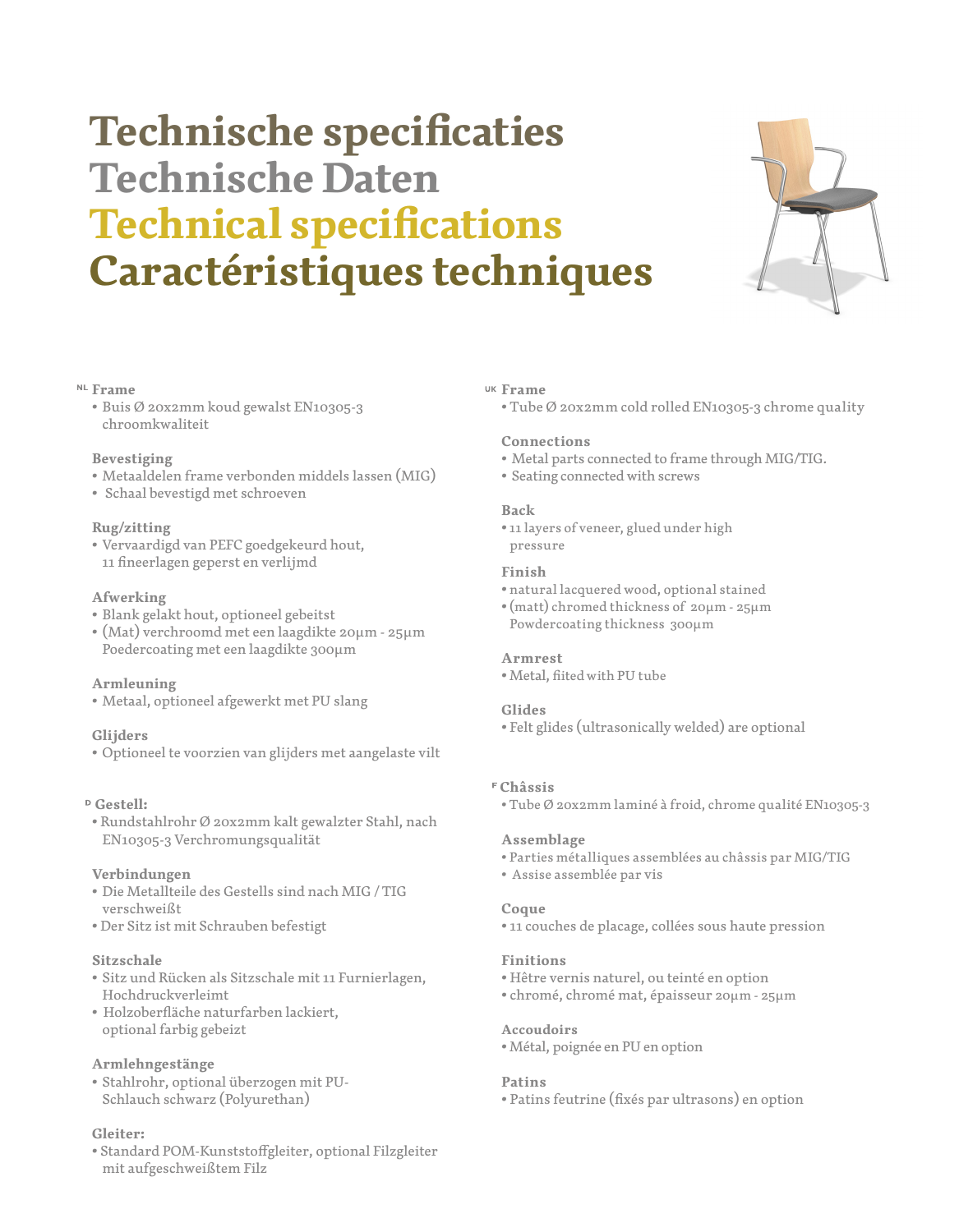# Technische specificaties
# Technische Daten
# Technical specifications
# Caractéristiques techniques

NL **Frame**
- Buis Ø 20x2mm koud gewalst EN10305-3 chroomkwaliteit

**Bevestiging**
- Metaaldelen frame verbonden middels lassen (MIG)
- Schaal bevestigd met schroeven

**Rug/zitting**
- Vervaardigd van PEFC goedgekeurd hout, 11 fineerlagen geperst en verlijmd

**Afwerking**
- Blank gelakt hout, optioneel gebeitst
- (Mat) verchroomd met een laagdikte 20µm - 25µm Poedercoating met een laagdikte 300µm

**Armleuning**
- Metaal, optioneel afgewerkt met PU slang

**Glijders**
- Optioneel te voorzien van glijders met aangelaste vilt

D **Gestell:**
- Rundstahlrohr Ø 20x2mm kalt gewalzter Stahl, nach EN10305-3 Verchromungsqualität

**Verbindungen**
- Die Metallteile des Gestells sind nach MIG / TIG verschweißt
- Der Sitz ist mit Schrauben befestigt

**Sitzschale**
- Sitz und Rücken als Sitzschale mit 11 Furnierlagen, Hochdruckverleimt
- Holzoberfläche naturfarben lackiert, optional farbig gebeizt

**Armlehngestänge**
- Stahlrohr, optional überzogen mit PU-Schlauch schwarz (Polyurethan)

**Gleiter:**
- Standard POM-Kunststoffgleiter, optional Filzgleiter mit aufgeschweißtem Filz

UK **Frame**
- Tube Ø 20x2mm cold rolled EN10305-3 chrome quality

**Connections**
- Metal parts connected to frame through MIG/TIG.
- Seating connected with screws

**Back**
- 11 layers of veneer, glued under high pressure

**Finish**
- natural lacquered wood, optional stained
- (matt) chromed thickness of 20µm - 25µm Powdercoating thickness 300µm

**Armrest**
- Metal, fiited with PU tube

**Glides**
- Felt glides (ultrasonically welded) are optional

F **Châssis**
- Tube Ø 20x2mm laminé à froid, chrome qualité EN10305-3

**Assemblage**
- Parties métalliques assemblées au châssis par MIG/TIG
- Assise assemblée par vis

**Coque**
- 11 couches de placage, collées sous haute pression

**Finitions**
- Hêtre vernis naturel, ou teinté en option
- chromé, chromé mat, épaisseur 20µm - 25µm

**Accoudoirs**
- Métal, poignée en PU en option

**Patins**
- Patins feutrine (fixés par ultrasons) en option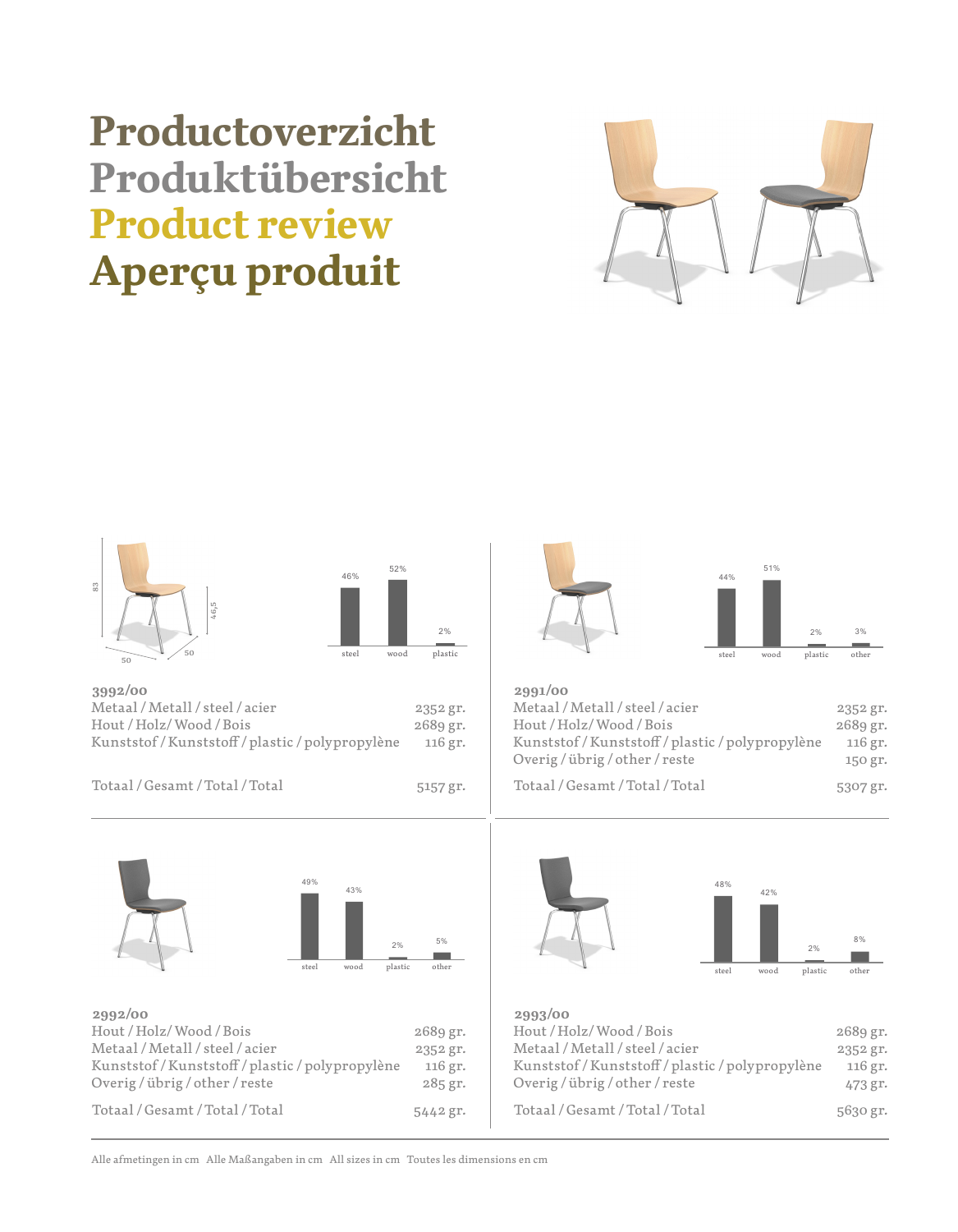# Productoverzicht
# Produktübersicht
# Product review
# Aperçu produit

83 | 46,5 | 50 | 50

| steel | wood | plastic |
|---|---|---|
| 46% | 52% | 2% |

**3992/00**

| | |
|---|---|
| Metaal / Metall / steel / acier | 2352 gr. |
| Hout / Holz/ Wood / Bois | 2689 gr. |
| Kunststof / Kunststoff / plastic / polypropylène | 116 gr. |
| Totaal / Gesamt / Total / Total | 5157 gr. |

| steel | wood | plastic | other |
|---|---|---|---|
| 44% | 51% | 2% | 3% |

**2991/00**

| | |
|---|---|
| Metaal / Metall / steel / acier | 2352 gr. |
| Hout / Holz/ Wood / Bois | 2689 gr. |
| Kunststof / Kunststoff / plastic / polypropylène | 116 gr. |
| Overig / übrig / other / reste | 150 gr. |
| Totaal / Gesamt / Total / Total | 5307 gr. |

| steel | wood | plastic | other |
|---|---|---|---|
| 49% | 43% | 2% | 5% |

**2992/00**

| | |
|---|---|
| Hout / Holz/ Wood / Bois | 2689 gr. |
| Metaal / Metall / steel / acier | 2352 gr. |
| Kunststof / Kunststoff / plastic / polypropylène | 116 gr. |
| Overig / übrig / other / reste | 285 gr. |
| Totaal / Gesamt / Total / Total | 5442 gr. |

| steel | wood | plastic | other |
|---|---|---|---|
| 48% | 42% | 2% | 8% |

**2993/00**

| | |
|---|---|
| Hout / Holz/ Wood / Bois | 2689 gr. |
| Metaal / Metall / steel / acier | 2352 gr. |
| Kunststof / Kunststoff / plastic / polypropylène | 116 gr. |
| Overig / übrig / other / reste | 473 gr. |
| Totaal / Gesamt / Total / Total | 5630 gr. |

Alle afmetingen in cm   Alle Maßangaben in cm   All sizes in cm   Toutes les dimensions en cm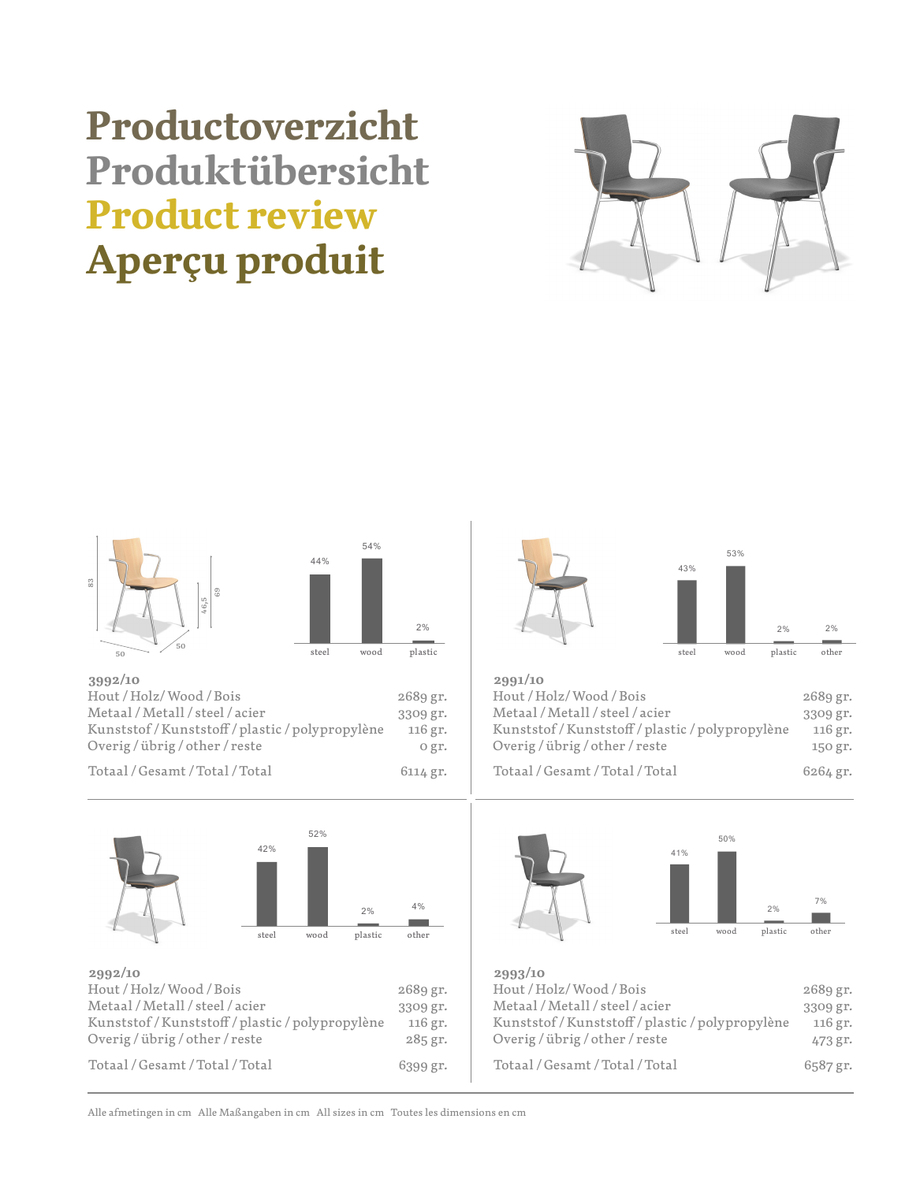# Productoverzicht
# Produktübersicht
# Product review
# Aperçu produit

83 | 46,5 | 69 | 50 | 50

| steel | wood | plastic |
|---|---|---|
| 44% | 54% | 2% |

**3992/10**

| | |
|---|---|
| Hout / Holz / Wood / Bois | 2689 gr. |
| Metaal / Metall / steel / acier | 3309 gr. |
| Kunststof / Kunststoff / plastic / polypropylène | 116 gr. |
| Overig / übrig / other / reste | 0 gr. |
| Totaal / Gesamt / Total / Total | 6114 gr. |

| steel | wood | plastic | other |
|---|---|---|---|
| 43% | 53% | 2% | 2% |

**2991/10**

| | |
|---|---|
| Hout / Holz / Wood / Bois | 2689 gr. |
| Metaal / Metall / steel / acier | 3309 gr. |
| Kunststof / Kunststoff / plastic / polypropylène | 116 gr. |
| Overig / übrig / other / reste | 150 gr. |
| Totaal / Gesamt / Total / Total | 6264 gr. |

| steel | wood | plastic | other |
|---|---|---|---|
| 42% | 52% | 2% | 4% |

**2992/10**

| | |
|---|---|
| Hout / Holz / Wood / Bois | 2689 gr. |
| Metaal / Metall / steel / acier | 3309 gr. |
| Kunststof / Kunststoff / plastic / polypropylène | 116 gr. |
| Overig / übrig / other / reste | 285 gr. |
| Totaal / Gesamt / Total / Total | 6399 gr. |

| steel | wood | plastic | other |
|---|---|---|---|
| 41% | 50% | 2% | 7% |

**2993/10**

| | |
|---|---|
| Hout / Holz / Wood / Bois | 2689 gr. |
| Metaal / Metall / steel / acier | 3309 gr. |
| Kunststof / Kunststoff / plastic / polypropylène | 116 gr. |
| Overig / übrig / other / reste | 473 gr. |
| Totaal / Gesamt / Total / Total | 6587 gr. |

Alle afmetingen in cm   Alle Maßangaben in cm   All sizes in cm   Toutes les dimensions en cm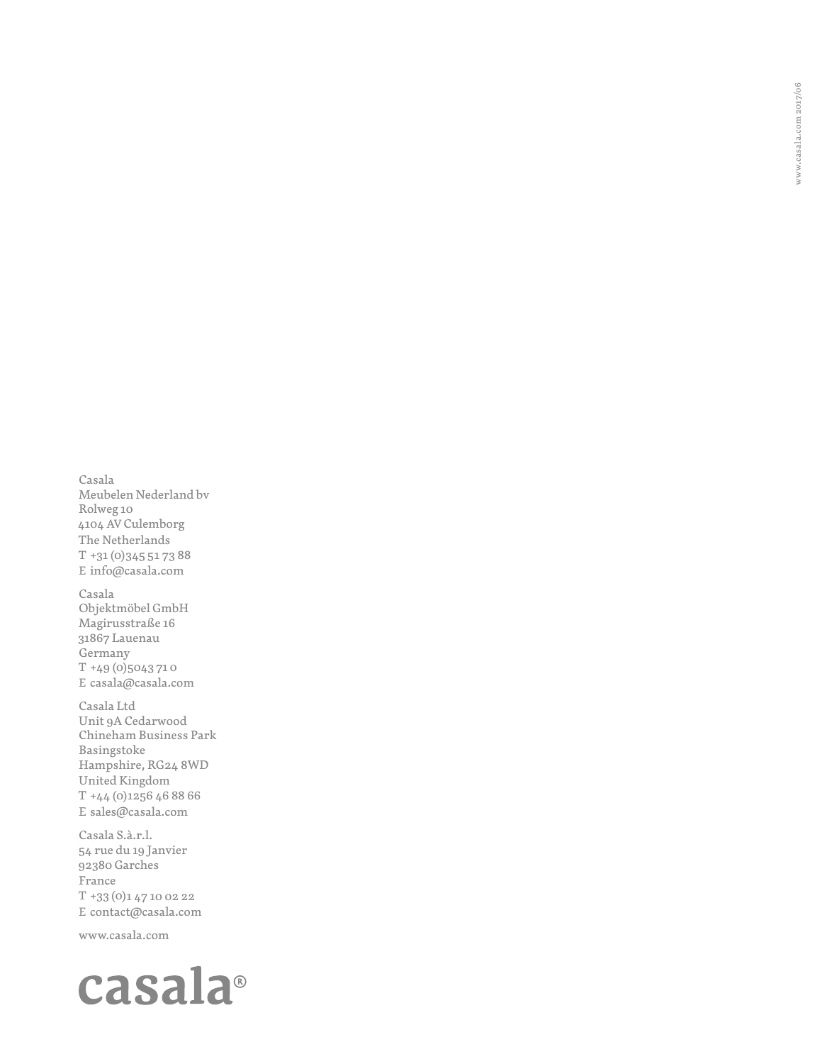Casala
Meubelen Nederland bv
Rolweg 10
4104 AV Culemborg
The Netherlands
T +31 (0)345 51 73 88
E info@casala.com

Casala
Objektmöbel GmbH
Magirusstraße 16
31867 Lauenau
Germany
T +49 (0)5043 71 0
E casala@casala.com

Casala Ltd
Unit 9A Cedarwood
Chineham Business Park
Basingstoke
Hampshire, RG24 8WD
United Kingdom
T +44 (0)1256 46 88 66
E sales@casala.com

Casala S.à.r.l.
54 rue du 19 Janvier
92380 Garches
France
T +33 (0)1 47 10 02 22
E contact@casala.com

www.casala.com

casala®

www.casala.com 2017/06